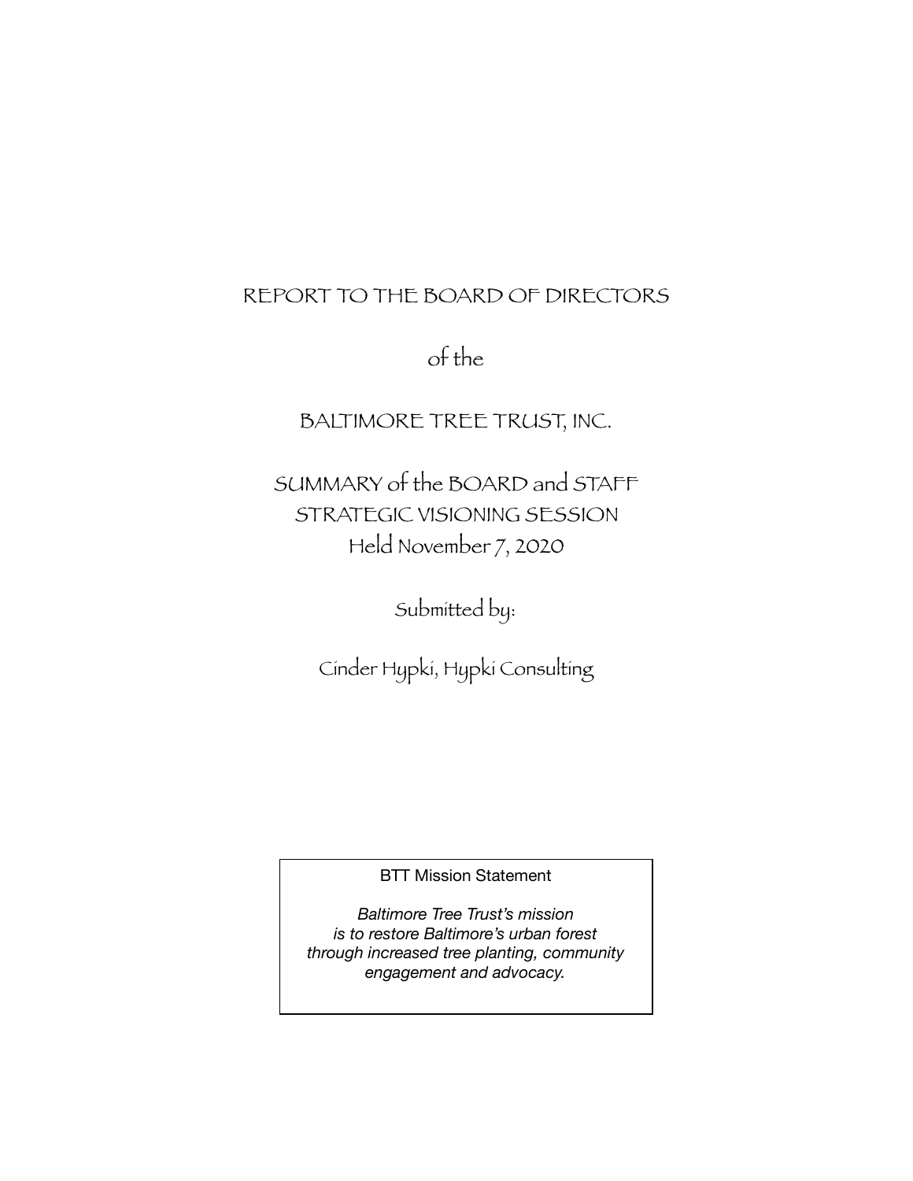# REPORT TO THE BOARD OF DIRECTORS

of the

# BALTIMORE TREE TRUST, INC.

## SUMMARY of the BOARD and STAFF STRATEGIC VISIONING SESSION

Held November 7, 2020

Submitted by:

Cinder Hypki, Hypki Consulting

BTT Mission Statement

*Baltimore Tree Trust's mission is to restore Baltimore's urban forest through increased tree planting, community engagement and advocacy.*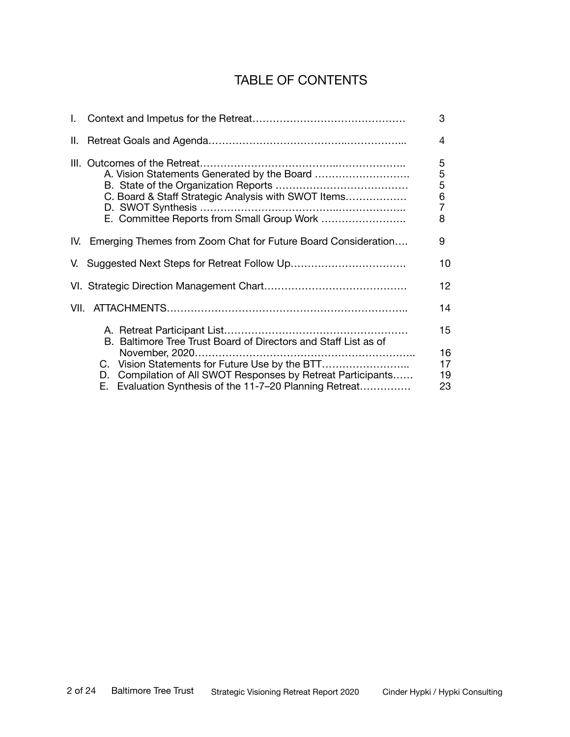# TABLE OF CONTENTS

| | |
|---|---|
| I. Context and Impetus for the Retreat……………………………………… | 3 |
| II. Retreat Goals and Agenda……………………………..…………….. | 4 |
| III. Outcomes of the Retreat…………………………………..……………….. | 5 |
| A. Vision Statements Generated by the Board ………………………. | 5 |
| B. State of the Organization Reports ………………………………… | 5 |
| C. Board & Staff Strategic Analysis with SWOT Items……………… | 6 |
| D. SWOT Synthesis …………………………………..……………….. | 7 |
| E. Committee Reports from Small Group Work ……………………. | 8 |
| IV. Emerging Themes from Zoom Chat for Future Board Consideration…. | 9 |
| V. Suggested Next Steps for Retreat Follow Up……………………………. | 10 |
| VI. Strategic Direction Management Chart…………………………………… | 12 |
| VII. ATTACHMENTS…………………………………………………………….. | 14 |
| A. Retreat Participant List……………………………………………… | 15 |
| B. Baltimore Tree Trust Board of Directors and Staff List as of November, 2020……………………………………………………….. | 16 |
| C. Vision Statements for Future Use by the BTT…………………….. | 17 |
| D. Compilation of All SWOT Responses by Retreat Participants…… | 19 |
| E. Evaluation Synthesis of the 11-7–20 Planning Retreat…………… | 23 |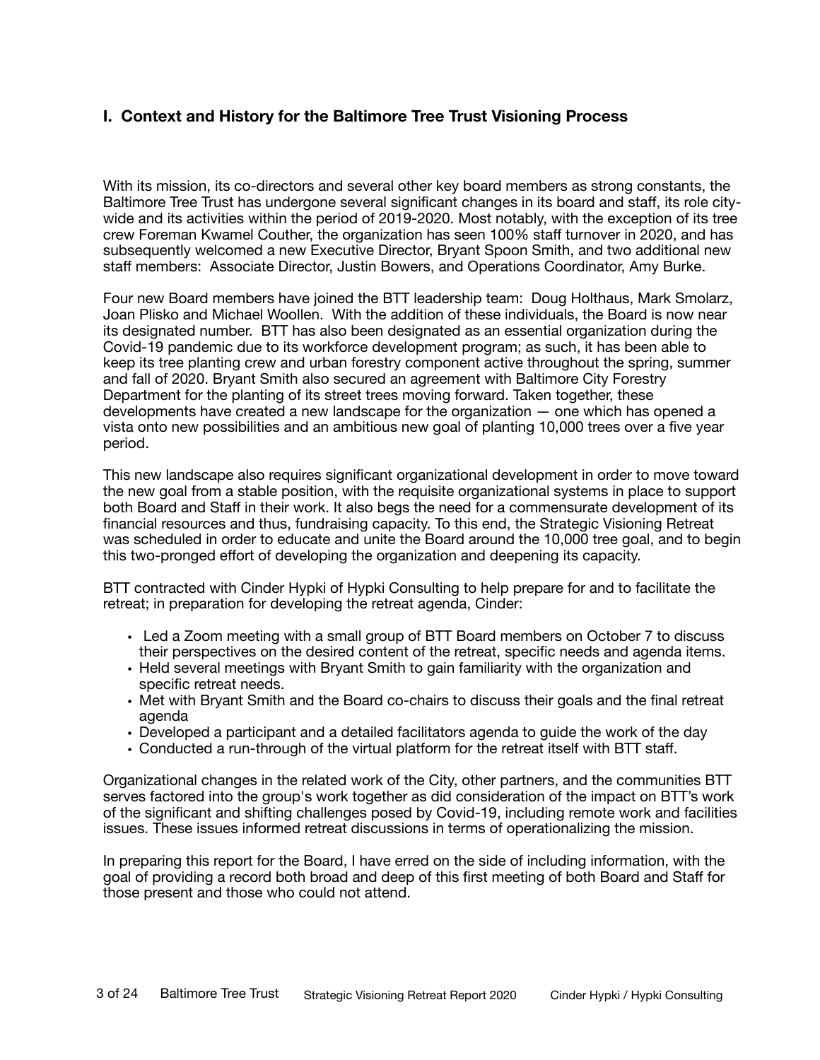## I. Context and History for the Baltimore Tree Trust Visioning Process

With its mission, its co-directors and several other key board members as strong constants, the Baltimore Tree Trust has undergone several significant changes in its board and staff, its role city-wide and its activities within the period of 2019-2020. Most notably, with the exception of its tree crew Foreman Kwamel Couther, the organization has seen 100% staff turnover in 2020, and has subsequently welcomed a new Executive Director, Bryant Spoon Smith, and two additional new staff members: Associate Director, Justin Bowers, and Operations Coordinator, Amy Burke.

Four new Board members have joined the BTT leadership team: Doug Holthaus, Mark Smolarz, Joan Plisko and Michael Woollen. With the addition of these individuals, the Board is now near its designated number. BTT has also been designated as an essential organization during the Covid-19 pandemic due to its workforce development program; as such, it has been able to keep its tree planting crew and urban forestry component active throughout the spring, summer and fall of 2020. Bryant Smith also secured an agreement with Baltimore City Forestry Department for the planting of its street trees moving forward. Taken together, these developments have created a new landscape for the organization — one which has opened a vista onto new possibilities and an ambitious new goal of planting 10,000 trees over a five year period.

This new landscape also requires significant organizational development in order to move toward the new goal from a stable position, with the requisite organizational systems in place to support both Board and Staff in their work. It also begs the need for a commensurate development of its financial resources and thus, fundraising capacity. To this end, the Strategic Visioning Retreat was scheduled in order to educate and unite the Board around the 10,000 tree goal, and to begin this two-pronged effort of developing the organization and deepening its capacity.

BTT contracted with Cinder Hypki of Hypki Consulting to help prepare for and to facilitate the retreat; in preparation for developing the retreat agenda, Cinder:

- Led a Zoom meeting with a small group of BTT Board members on October 7 to discuss their perspectives on the desired content of the retreat, specific needs and agenda items.
- Held several meetings with Bryant Smith to gain familiarity with the organization and specific retreat needs.
- Met with Bryant Smith and the Board co-chairs to discuss their goals and the final retreat agenda
- Developed a participant and a detailed facilitators agenda to guide the work of the day
- Conducted a run-through of the virtual platform for the retreat itself with BTT staff.

Organizational changes in the related work of the City, other partners, and the communities BTT serves factored into the group's work together as did consideration of the impact on BTT's work of the significant and shifting challenges posed by Covid-19, including remote work and facilities issues. These issues informed retreat discussions in terms of operationalizing the mission.

In preparing this report for the Board, I have erred on the side of including information, with the goal of providing a record both broad and deep of this first meeting of both Board and Staff for those present and those who could not attend.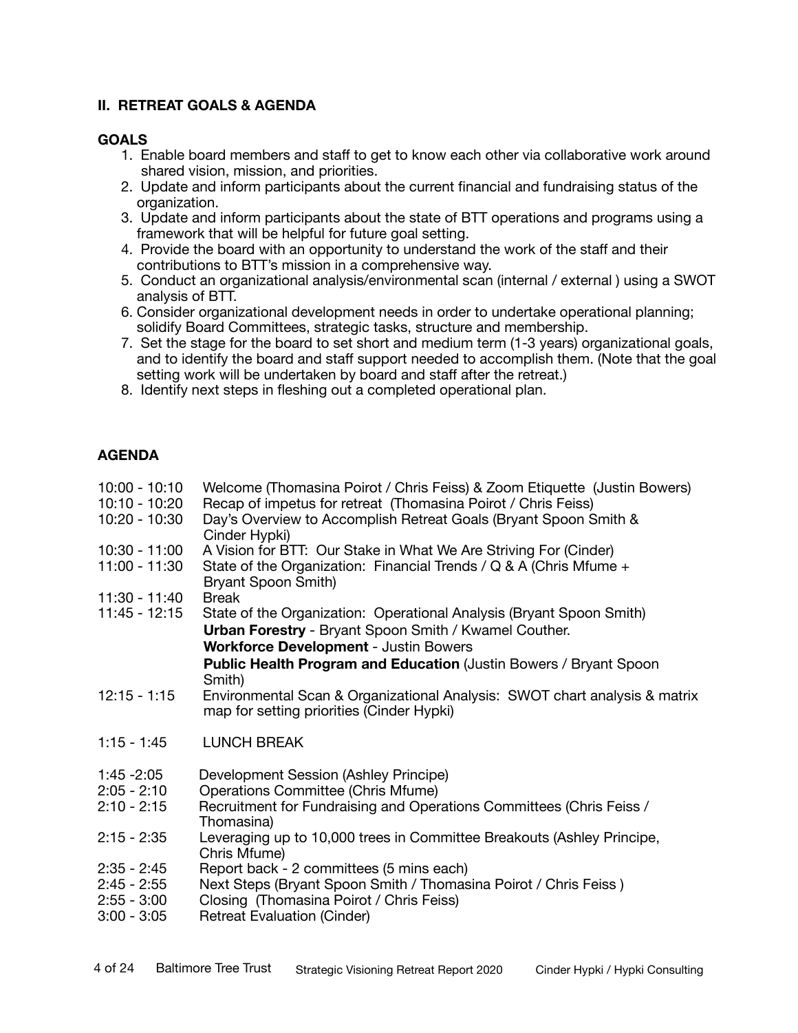## II. RETREAT GOALS & AGENDA

### GOALS

1. Enable board members and staff to get to know each other via collaborative work around shared vision, mission, and priorities.
2. Update and inform participants about the current financial and fundraising status of the organization.
3. Update and inform participants about the state of BTT operations and programs using a framework that will be helpful for future goal setting.
4. Provide the board with an opportunity to understand the work of the staff and their contributions to BTT's mission in a comprehensive way.
5. Conduct an organizational analysis/environmental scan (internal / external ) using a SWOT analysis of BTT.
6. Consider organizational development needs in order to undertake operational planning; solidify Board Committees, strategic tasks, structure and membership.
7. Set the stage for the board to set short and medium term (1-3 years) organizational goals, and to identify the board and staff support needed to accomplish them. (Note that the goal setting work will be undertaken by board and staff after the retreat.)
8. Identify next steps in fleshing out a completed operational plan.

### AGENDA

| | |
|---|---|
| 10:00 - 10:10 | Welcome (Thomasina Poirot / Chris Feiss) & Zoom Etiquette (Justin Bowers) |
| 10:10 - 10:20 | Recap of impetus for retreat (Thomasina Poirot / Chris Feiss) |
| 10:20 - 10:30 | Day's Overview to Accomplish Retreat Goals (Bryant Spoon Smith & Cinder Hypki) |
| 10:30 - 11:00 | A Vision for BTT: Our Stake in What We Are Striving For (Cinder) |
| 11:00 - 11:30 | State of the Organization: Financial Trends / Q & A (Chris Mfume + Bryant Spoon Smith) |
| 11:30 - 11:40 | Break |
| 11:45 - 12:15 | State of the Organization: Operational Analysis (Bryant Spoon Smith)<br>**Urban Forestry** - Bryant Spoon Smith / Kwamel Couther.<br>**Workforce Development** - Justin Bowers<br>**Public Health Program and Education** (Justin Bowers / Bryant Spoon Smith) |
| 12:15 - 1:15 | Environmental Scan & Organizational Analysis: SWOT chart analysis & matrix map for setting priorities (Cinder Hypki) |
| 1:15 - 1:45 | LUNCH BREAK |
| 1:45 -2:05 | Development Session (Ashley Principe) |
| 2:05 - 2:10 | Operations Committee (Chris Mfume) |
| 2:10 - 2:15 | Recruitment for Fundraising and Operations Committees (Chris Feiss / Thomasina) |
| 2:15 - 2:35 | Leveraging up to 10,000 trees in Committee Breakouts (Ashley Principe, Chris Mfume) |
| 2:35 - 2:45 | Report back - 2 committees (5 mins each) |
| 2:45 - 2:55 | Next Steps (Bryant Spoon Smith / Thomasina Poirot / Chris Feiss ) |
| 2:55 - 3:00 | Closing (Thomasina Poirot / Chris Feiss) |
| 3:00 - 3:05 | Retreat Evaluation (Cinder) |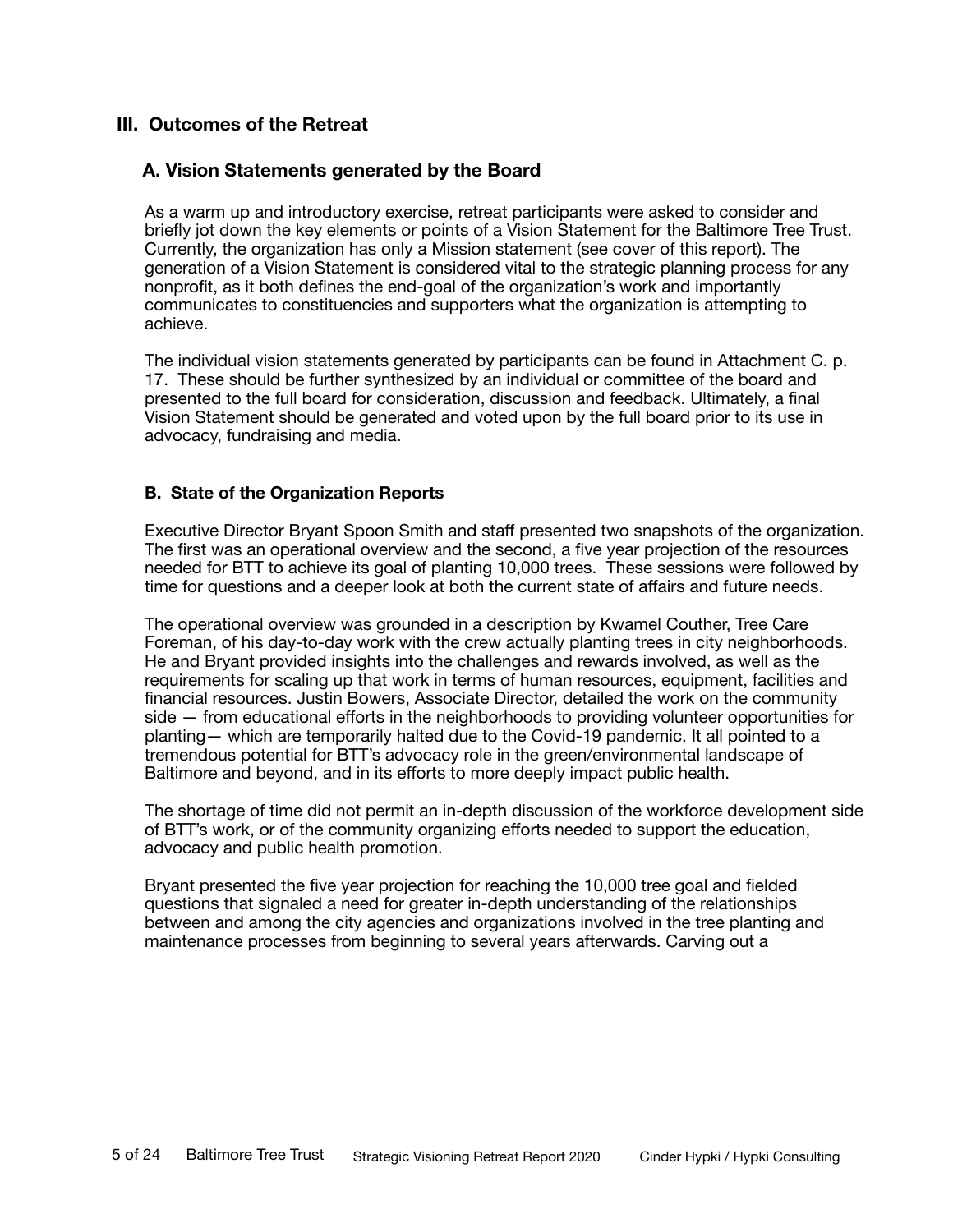## III. Outcomes of the Retreat

### A. Vision Statements generated by the Board

As a warm up and introductory exercise, retreat participants were asked to consider and briefly jot down the key elements or points of a Vision Statement for the Baltimore Tree Trust. Currently, the organization has only a Mission statement (see cover of this report). The generation of a Vision Statement is considered vital to the strategic planning process for any nonprofit, as it both defines the end-goal of the organization's work and importantly communicates to constituencies and supporters what the organization is attempting to achieve.

The individual vision statements generated by participants can be found in Attachment C. p. 17. These should be further synthesized by an individual or committee of the board and presented to the full board for consideration, discussion and feedback. Ultimately, a final Vision Statement should be generated and voted upon by the full board prior to its use in advocacy, fundraising and media.

### B. State of the Organization Reports

Executive Director Bryant Spoon Smith and staff presented two snapshots of the organization. The first was an operational overview and the second, a five year projection of the resources needed for BTT to achieve its goal of planting 10,000 trees. These sessions were followed by time for questions and a deeper look at both the current state of affairs and future needs.

The operational overview was grounded in a description by Kwamel Couther, Tree Care Foreman, of his day-to-day work with the crew actually planting trees in city neighborhoods. He and Bryant provided insights into the challenges and rewards involved, as well as the requirements for scaling up that work in terms of human resources, equipment, facilities and financial resources. Justin Bowers, Associate Director, detailed the work on the community side — from educational efforts in the neighborhoods to providing volunteer opportunities for planting— which are temporarily halted due to the Covid-19 pandemic. It all pointed to a tremendous potential for BTT's advocacy role in the green/environmental landscape of Baltimore and beyond, and in its efforts to more deeply impact public health.

The shortage of time did not permit an in-depth discussion of the workforce development side of BTT's work, or of the community organizing efforts needed to support the education, advocacy and public health promotion.

Bryant presented the five year projection for reaching the 10,000 tree goal and fielded questions that signaled a need for greater in-depth understanding of the relationships between and among the city agencies and organizations involved in the tree planting and maintenance processes from beginning to several years afterwards. Carving out a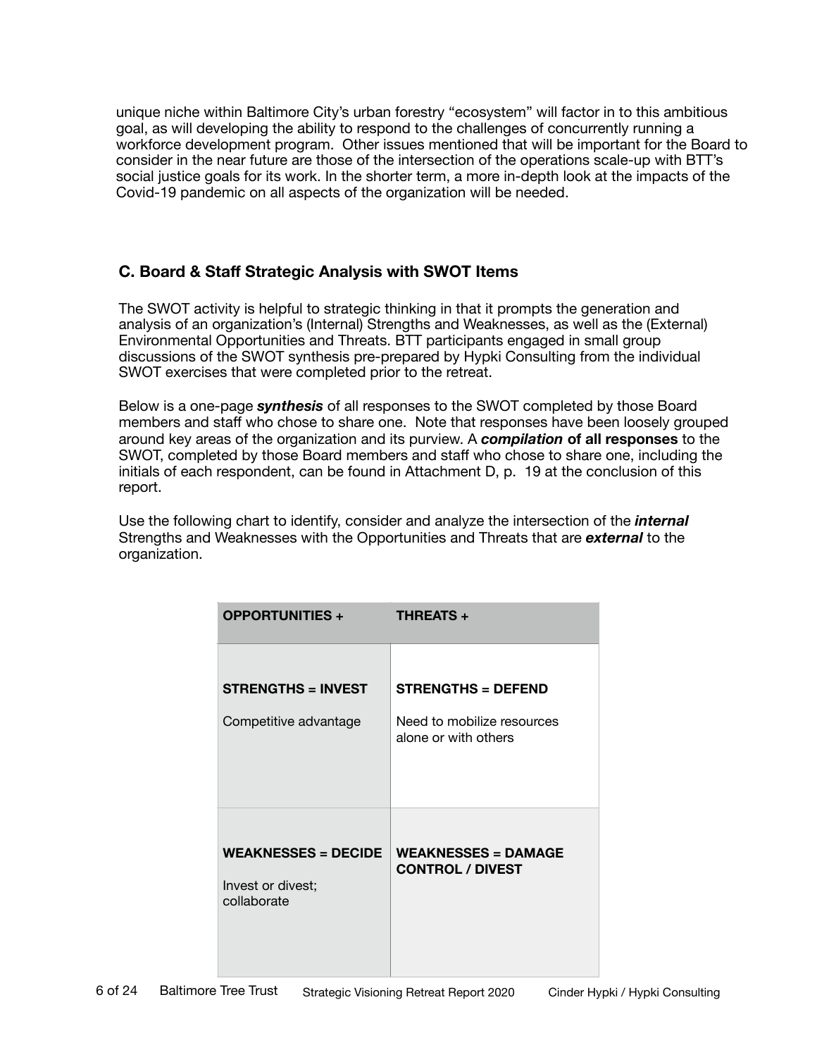unique niche within Baltimore City's urban forestry "ecosystem" will factor in to this ambitious goal, as will developing the ability to respond to the challenges of concurrently running a workforce development program. Other issues mentioned that will be important for the Board to consider in the near future are those of the intersection of the operations scale-up with BTT's social justice goals for its work. In the shorter term, a more in-depth look at the impacts of the Covid-19 pandemic on all aspects of the organization will be needed.

### C. Board & Staff Strategic Analysis with SWOT Items

The SWOT activity is helpful to strategic thinking in that it prompts the generation and analysis of an organization's (Internal) Strengths and Weaknesses, as well as the (External) Environmental Opportunities and Threats. BTT participants engaged in small group discussions of the SWOT synthesis pre-prepared by Hypki Consulting from the individual SWOT exercises that were completed prior to the retreat.

Below is a one-page ***synthesis*** of all responses to the SWOT completed by those Board members and staff who chose to share one. Note that responses have been loosely grouped around key areas of the organization and its purview. A ***compilation*** **of all responses** to the SWOT, completed by those Board members and staff who chose to share one, including the initials of each respondent, can be found in Attachment D, p. 19 at the conclusion of this report.

Use the following chart to identify, consider and analyze the intersection of the ***internal*** Strengths and Weaknesses with the Opportunities and Threats that are ***external*** to the organization.

| **OPPORTUNITIES +** | **THREATS +** |
|---|---|
| **STRENGTHS = INVEST**<br><br>Competitive advantage | **STRENGTHS = DEFEND**<br><br>Need to mobilize resources alone or with others |
| **WEAKNESSES = DECIDE**<br><br>Invest or divest; collaborate | **WEAKNESSES = DAMAGE CONTROL / DIVEST** |